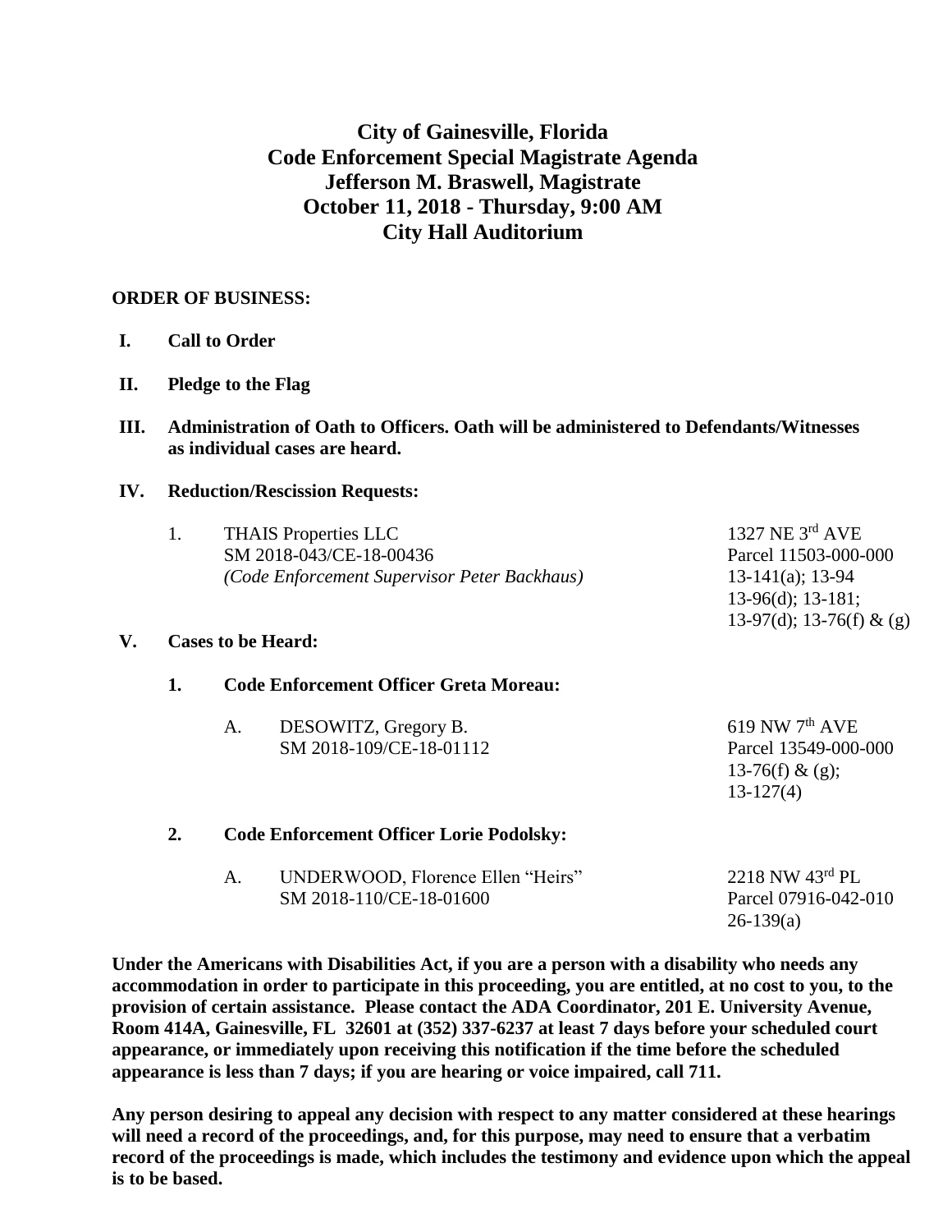# City of Gainesville, Florida
# Code Enforcement Special Magistrate Agenda
# Jefferson M. Braswell, Magistrate
# October 11, 2018 - Thursday, 9:00 AM
# City Hall Auditorium

**ORDER OF BUSINESS:**

**I. Call to Order**

**II. Pledge to the Flag**

**III. Administration of Oath to Officers. Oath will be administered to Defendants/Witnesses as individual cases are heard.**

**IV. Reduction/Rescission Requests:**

1. THAIS Properties LLC — 1327 NE 3rd AVE
   SM 2018-043/CE-18-00436 — Parcel 11503-000-000
   *(Code Enforcement Supervisor Peter Backhaus)* — 13-141(a); 13-94; 13-96(d); 13-181; 13-97(d); 13-76(f) & (g)

**V. Cases to be Heard:**

**1. Code Enforcement Officer Greta Moreau:**

A. DESOWITZ, Gregory B. — 619 NW 7th AVE
   SM 2018-109/CE-18-01112 — Parcel 13549-000-000
   13-76(f) & (g); 13-127(4)

**2. Code Enforcement Officer Lorie Podolsky:**

A. UNDERWOOD, Florence Ellen "Heirs" — 2218 NW 43rd PL
   SM 2018-110/CE-18-01600 — Parcel 07916-042-010
   26-139(a)

**Under the Americans with Disabilities Act, if you are a person with a disability who needs any accommodation in order to participate in this proceeding, you are entitled, at no cost to you, to the provision of certain assistance. Please contact the ADA Coordinator, 201 E. University Avenue, Room 414A, Gainesville, FL 32601 at (352) 337-6237 at least 7 days before your scheduled court appearance, or immediately upon receiving this notification if the time before the scheduled appearance is less than 7 days; if you are hearing or voice impaired, call 711.**

**Any person desiring to appeal any decision with respect to any matter considered at these hearings will need a record of the proceedings, and, for this purpose, may need to ensure that a verbatim record of the proceedings is made, which includes the testimony and evidence upon which the appeal is to be based.**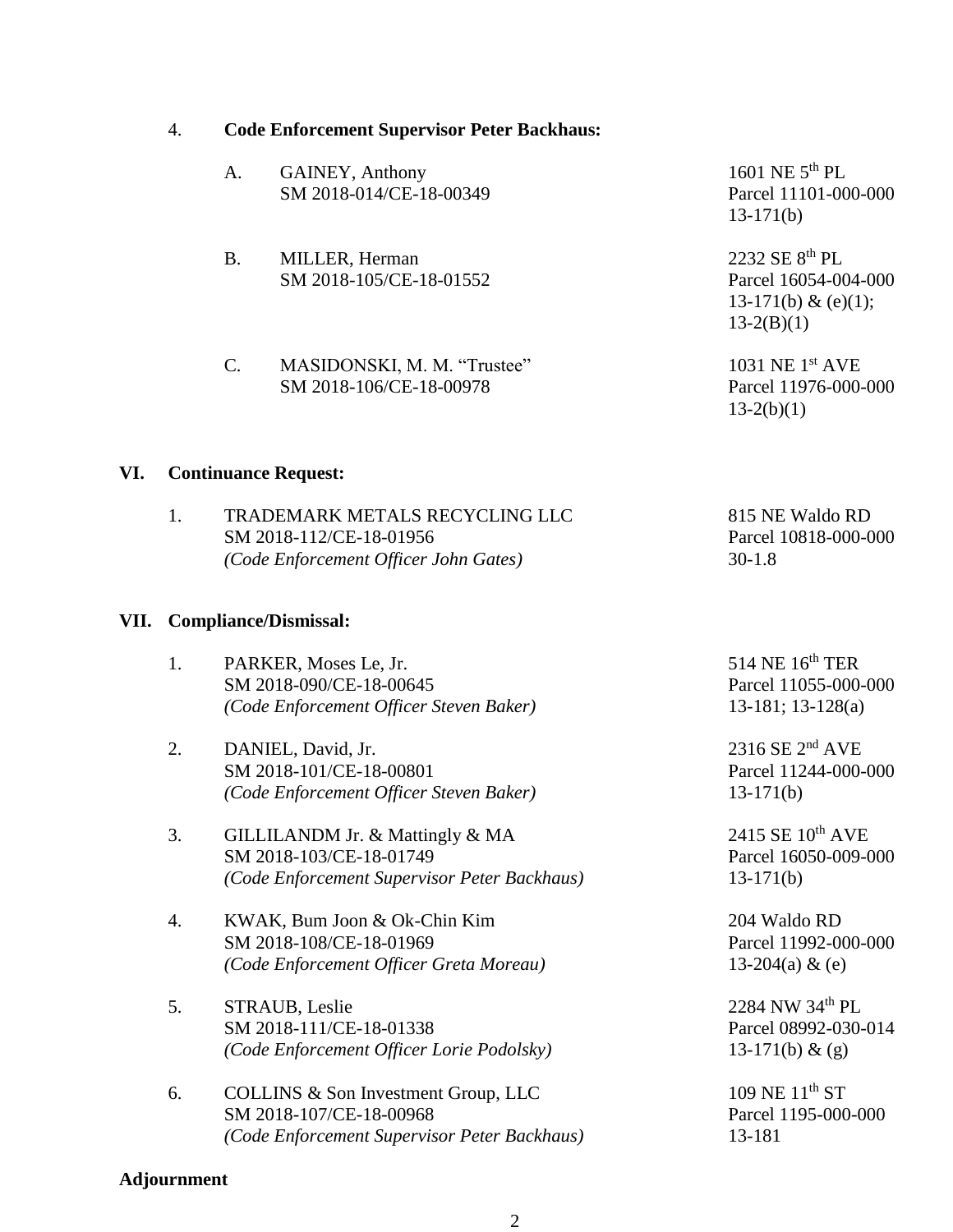4. **Code Enforcement Supervisor Peter Backhaus:**

   A. GAINEY, Anthony — 1601 NE 5th PL
   SM 2018-014/CE-18-00349 — Parcel 11101-000-000
   13-171(b)

   B. MILLER, Herman — 2232 SE 8th PL
   SM 2018-105/CE-18-01552 — Parcel 16054-004-000
   13-171(b) & (e)(1); 13-2(B)(1)

   C. MASIDONSKI, M. M. "Trustee" — 1031 NE 1st AVE
   SM 2018-106/CE-18-00978 — Parcel 11976-000-000
   13-2(b)(1)

## VI. Continuance Request:

1. TRADEMARK METALS RECYCLING LLC — 815 NE Waldo RD
   SM 2018-112/CE-18-01956 — Parcel 10818-000-000
   *(Code Enforcement Officer John Gates)* — 30-1.8

## VII. Compliance/Dismissal:

1. PARKER, Moses Le, Jr. — 514 NE 16th TER
   SM 2018-090/CE-18-00645 — Parcel 11055-000-000
   *(Code Enforcement Officer Steven Baker)* — 13-181; 13-128(a)

2. DANIEL, David, Jr. — 2316 SE 2nd AVE
   SM 2018-101/CE-18-00801 — Parcel 11244-000-000
   *(Code Enforcement Officer Steven Baker)* — 13-171(b)

3. GILLILANDM Jr. & Mattingly & MA — 2415 SE 10th AVE
   SM 2018-103/CE-18-01749 — Parcel 16050-009-000
   *(Code Enforcement Supervisor Peter Backhaus)* — 13-171(b)

4. KWAK, Bum Joon & Ok-Chin Kim — 204 Waldo RD
   SM 2018-108/CE-18-01969 — Parcel 11992-000-000
   *(Code Enforcement Officer Greta Moreau)* — 13-204(a) & (e)

5. STRAUB, Leslie — 2284 NW 34th PL
   SM 2018-111/CE-18-01338 — Parcel 08992-030-014
   *(Code Enforcement Officer Lorie Podolsky)* — 13-171(b) & (g)

6. COLLINS & Son Investment Group, LLC — 109 NE 11th ST
   SM 2018-107/CE-18-00968 — Parcel 1195-000-000
   *(Code Enforcement Supervisor Peter Backhaus)* — 13-181

**Adjournment**